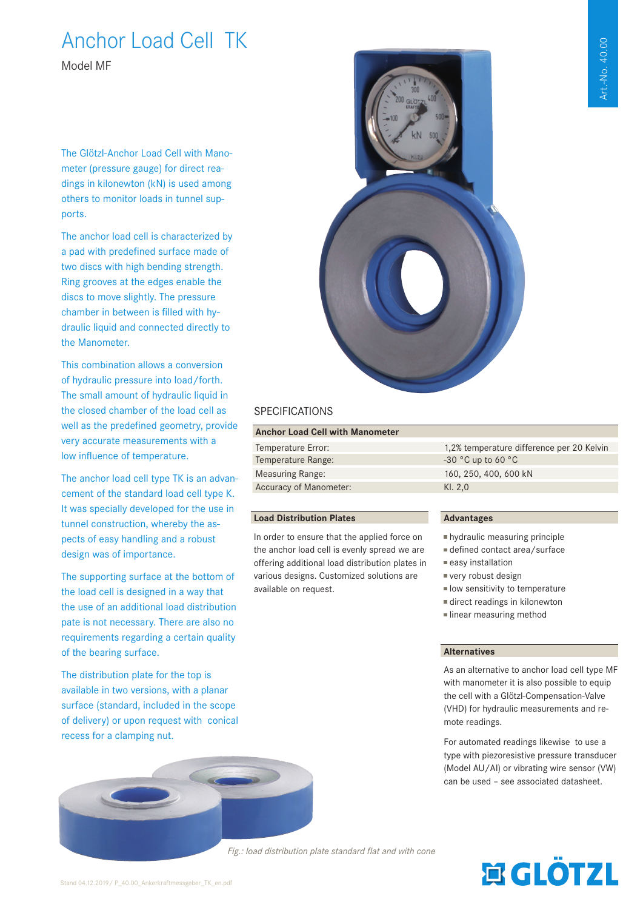# Anchor Load Cell TK

Model MF

Art.-No. 40.00

The Glötzl-Anchor Load Cell with Manometer (pressure gauge) for direct readings in kilonewton (kN) is used among others to monitor loads in tunnel supports.

The anchor load cell is characterized by a pad with predefined surface made of two discs with high bending strength. Ring grooves at the edges enable the discs to move slightly. The pressure chamber in between is filled with hydraulic liquid and connected directly to the Manometer.

This combination allows a conversion of hydraulic pressure into load/forth. The small amount of hydraulic liquid in the closed chamber of the load cell as well as the predefined geometry, provide very accurate measurements with a low influence of temperature.

The anchor load cell type TK is an advancement of the standard load cell type K. It was specially developed for the use in tunnel construction, whereby the aspects of easy handling and a robust design was of importance.

The supporting surface at the bottom of the load cell is designed in a way that the use of an additional load distribution pate is not necessary. There are also no requirements regarding a certain quality of the bearing surface.

The distribution plate for the top is available in two versions, with a planar surface (standard, included in the scope of delivery) or upon request with conical recess for a clamping nut.

*Fig.: load distribution plate standard flat and with cone*

## SPECIFICATIONS

| Anchor Load Cell with Manometer | |
|---|---|
| Temperature Error: | 1,2% temperature difference per 20 Kelvin |
| Temperature Range: | -30 °C up to 60 °C |
| Measuring Range: | 160, 250, 400, 600 kN |
| Accuracy of Manometer: | Kl. 2,0 |

### Load Distribution Plates

In order to ensure that the applied force on the anchor load cell is evenly spread we are offering additional load distribution plates in various designs. Customized solutions are available on request.

### Advantages

- hydraulic measuring principle
- defined contact area/surface
- easy installation
- very robust design
- low sensitivity to temperature
- direct readings in kilonewton
- linear measuring method

### Alternatives

As an alternative to anchor load cell type MF with manometer it is also possible to equip the cell with a Glötzl-Compensation-Valve (VHD) for hydraulic measurements and remote readings.

For automated readings likewise to use a type with piezoresistive pressure transducer (Model AU/AI) or vibrating wire sensor (VW) can be used – see associated datasheet.

Stand 04.12.2019 / P_40.00_Ankerkraftmessgeber_TK_en.pdf

GLÖTZL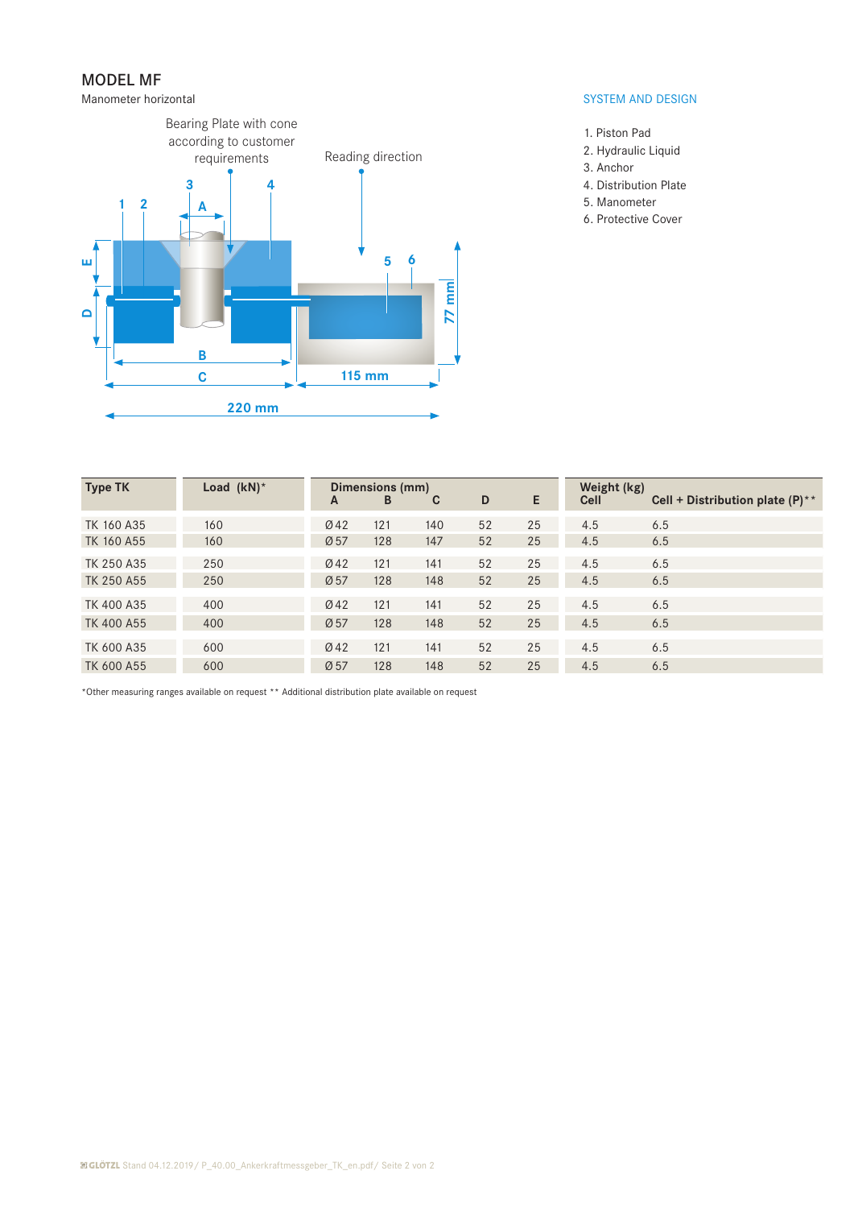## MODEL MF

Manometer horizontal

Bearing Plate with cone according to customer requirements

Reading direction

1 2 3 4 A E D B C 5 6 77 mm 115 mm 220 mm

### SYSTEM AND DESIGN

1. Piston Pad
2. Hydraulic Liquid
3. Anchor
4. Distribution Plate
5. Manometer
6. Protective Cover

| Type TK | Load (kN)* | Dimensions (mm) A | B | C | D | E | Weight (kg) Cell | Cell + Distribution plate (P)** |
|---|---|---|---|---|---|---|---|---|
| TK 160 A35 | 160 | Ø42 | 121 | 140 | 52 | 25 | 4.5 | 6.5 |
| TK 160 A55 | 160 | Ø57 | 128 | 147 | 52 | 25 | 4.5 | 6.5 |
| TK 250 A35 | 250 | Ø42 | 121 | 141 | 52 | 25 | 4.5 | 6.5 |
| TK 250 A55 | 250 | Ø57 | 128 | 148 | 52 | 25 | 4.5 | 6.5 |
| TK 400 A35 | 400 | Ø42 | 121 | 141 | 52 | 25 | 4.5 | 6.5 |
| TK 400 A55 | 400 | Ø57 | 128 | 148 | 52 | 25 | 4.5 | 6.5 |
| TK 600 A35 | 600 | Ø42 | 121 | 141 | 52 | 25 | 4.5 | 6.5 |
| TK 600 A55 | 600 | Ø57 | 128 | 148 | 52 | 25 | 4.5 | 6.5 |

*Other measuring ranges available on request ** Additional distribution plate available on request